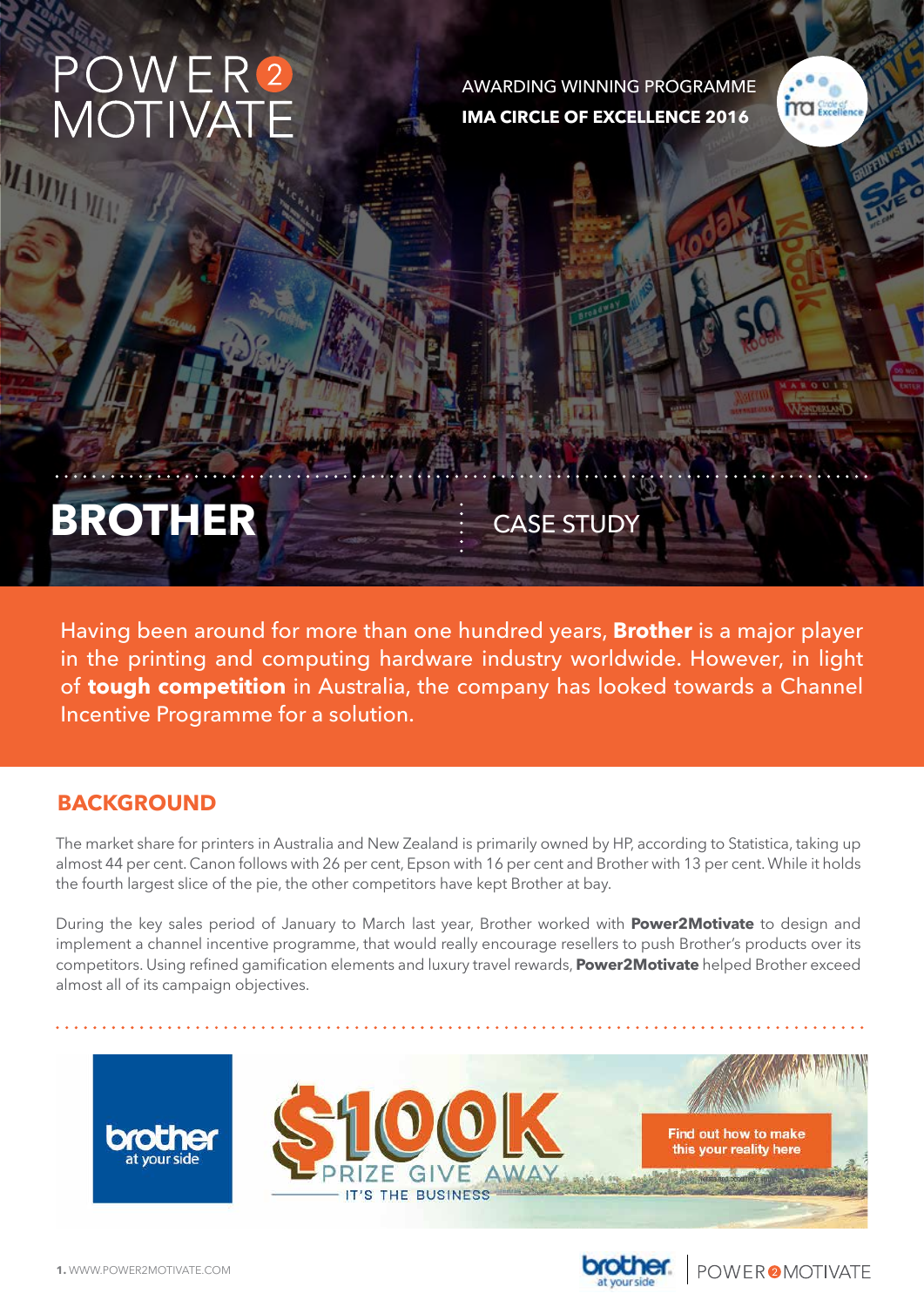# POWER2 MOTIVATE

AWARDING WINNING PROGRAMME

**IMA CIRCLE OF EXCELLENCE 2016**

# BROTHER

CASE STUDY

Having been around for more than one hundred years, **Brother** is a major player in the printing and computing hardware industry worldwide. However, in light of **tough competition** in Australia, the company has looked towards a Channel Incentive Programme for a solution.

## BACKGROUND

The market share for printers in Australia and New Zealand is primarily owned by HP, according to Statistica, taking up almost 44 per cent. Canon follows with 26 per cent, Epson with 16 per cent and Brother with 13 per cent. While it holds the fourth largest slice of the pie, the other competitors have kept Brother at bay.

During the key sales period of January to March last year, Brother worked with **Power2Motivate** to design and implement a channel incentive programme, that would really encourage resellers to push Brother's products over its competitors. Using refined gamification elements and luxury travel rewards, **Power2Motivate** helped Brother exceed almost all of its campaign objectives.

brother at your side

$100K PRIZE GIVE AWAY

IT'S THE BUSINESS

Find out how to make this your reality here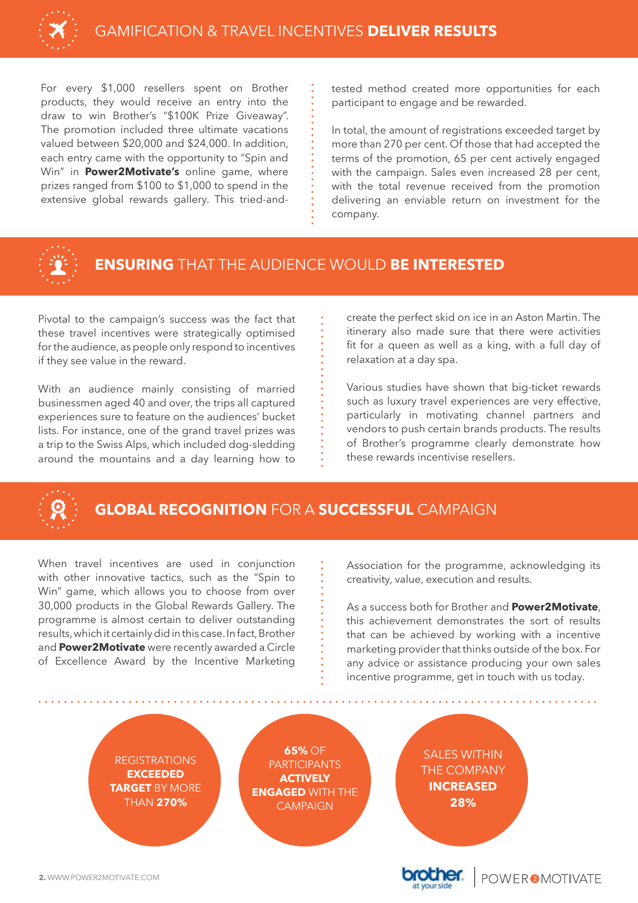## GAMIFICATION & TRAVEL INCENTIVES **DELIVER RESULTS**

For every $1,000 resellers spent on Brother products, they would receive an entry into the draw to win Brother's "$100K Prize Giveaway". The promotion included three ultimate vacations valued between $20,000 and $24,000. In addition, each entry came with the opportunity to "Spin and Win" in **Power2Motivate's** online game, where prizes ranged from $100 to $1,000 to spend in the extensive global rewards gallery. This tried-and-tested method created more opportunities for each participant to engage and be rewarded.

In total, the amount of registrations exceeded target by more than 270 per cent. Of those that had accepted the terms of the promotion, 65 per cent actively engaged with the campaign. Sales even increased 28 per cent, with the total revenue received from the promotion delivering an enviable return on investment for the company.

## **ENSURING** THAT THE AUDIENCE WOULD **BE INTERESTED**

Pivotal to the campaign's success was the fact that these travel incentives were strategically optimised for the audience, as people only respond to incentives if they see value in the reward.

With an audience mainly consisting of married businessmen aged 40 and over, the trips all captured experiences sure to feature on the audiences' bucket lists. For instance, one of the grand travel prizes was a trip to the Swiss Alps, which included dog-sledding around the mountains and a day learning how to create the perfect skid on ice in an Aston Martin. The itinerary also made sure that there were activities fit for a queen as well as a king, with a full day of relaxation at a day spa.

Various studies have shown that big-ticket rewards such as luxury travel experiences are very effective, particularly in motivating channel partners and vendors to push certain brands products. The results of Brother's programme clearly demonstrate how these rewards incentivise resellers.

## **GLOBAL RECOGNITION** FOR A **SUCCESSFUL** CAMPAIGN

When travel incentives are used in conjunction with other innovative tactics, such as the "Spin to Win" game, which allows you to choose from over 30,000 products in the Global Rewards Gallery. The programme is almost certain to deliver outstanding results, which it certainly did in this case. In fact, Brother and **Power2Motivate** were recently awarded a Circle of Excellence Award by the Incentive Marketing Association for the programme, acknowledging its creativity, value, execution and results.

As a success both for Brother and **Power2Motivate**, this achievement demonstrates the sort of results that can be achieved by working with a incentive marketing provider that thinks outside of the box. For any advice or assistance producing your own sales incentive programme, get in touch with us today.

REGISTRATIONS **EXCEEDED TARGET** BY MORE THAN **270%**

**65%** OF PARTICIPANTS **ACTIVELY ENGAGED** WITH THE CAMPAIGN

SALES WITHIN THE COMPANY **INCREASED 28%**

brother at your side | POWER2MOTIVATE